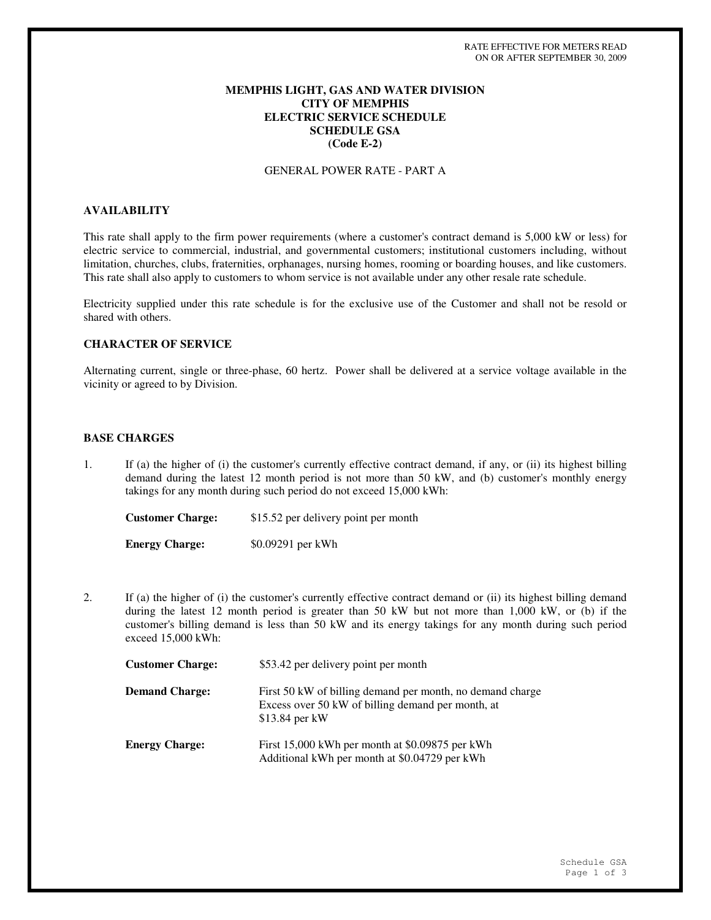RATE EFFECTIVE FOR METERS READ
ON OR AFTER SEPTEMBER 30, 2009

# MEMPHIS LIGHT, GAS AND WATER DIVISION
# CITY OF MEMPHIS
# ELECTRIC SERVICE SCHEDULE
# SCHEDULE GSA
# (Code E-2)

GENERAL POWER RATE - PART A

## AVAILABILITY

This rate shall apply to the firm power requirements (where a customer's contract demand is 5,000 kW or less) for electric service to commercial, industrial, and governmental customers; institutional customers including, without limitation, churches, clubs, fraternities, orphanages, nursing homes, rooming or boarding houses, and like customers. This rate shall also apply to customers to whom service is not available under any other resale rate schedule.

Electricity supplied under this rate schedule is for the exclusive use of the Customer and shall not be resold or shared with others.

## CHARACTER OF SERVICE

Alternating current, single or three-phase, 60 hertz. Power shall be delivered at a service voltage available in the vicinity or agreed to by Division.

## BASE CHARGES

1. If (a) the higher of (i) the customer's currently effective contract demand, if any, or (ii) its highest billing demand during the latest 12 month period is not more than 50 kW, and (b) customer's monthly energy takings for any month during such period do not exceed 15,000 kWh:

   **Customer Charge:** $15.52 per delivery point per month

   **Energy Charge:** $0.09291 per kWh

2. If (a) the higher of (i) the customer's currently effective contract demand or (ii) its highest billing demand during the latest 12 month period is greater than 50 kW but not more than 1,000 kW, or (b) if the customer's billing demand is less than 50 kW and its energy takings for any month during such period exceed 15,000 kWh:

   **Customer Charge:** $53.42 per delivery point per month

   **Demand Charge:** First 50 kW of billing demand per month, no demand charge
   Excess over 50 kW of billing demand per month, at $13.84 per kW

   **Energy Charge:** First 15,000 kWh per month at $0.09875 per kWh
   Additional kWh per month at $0.04729 per kWh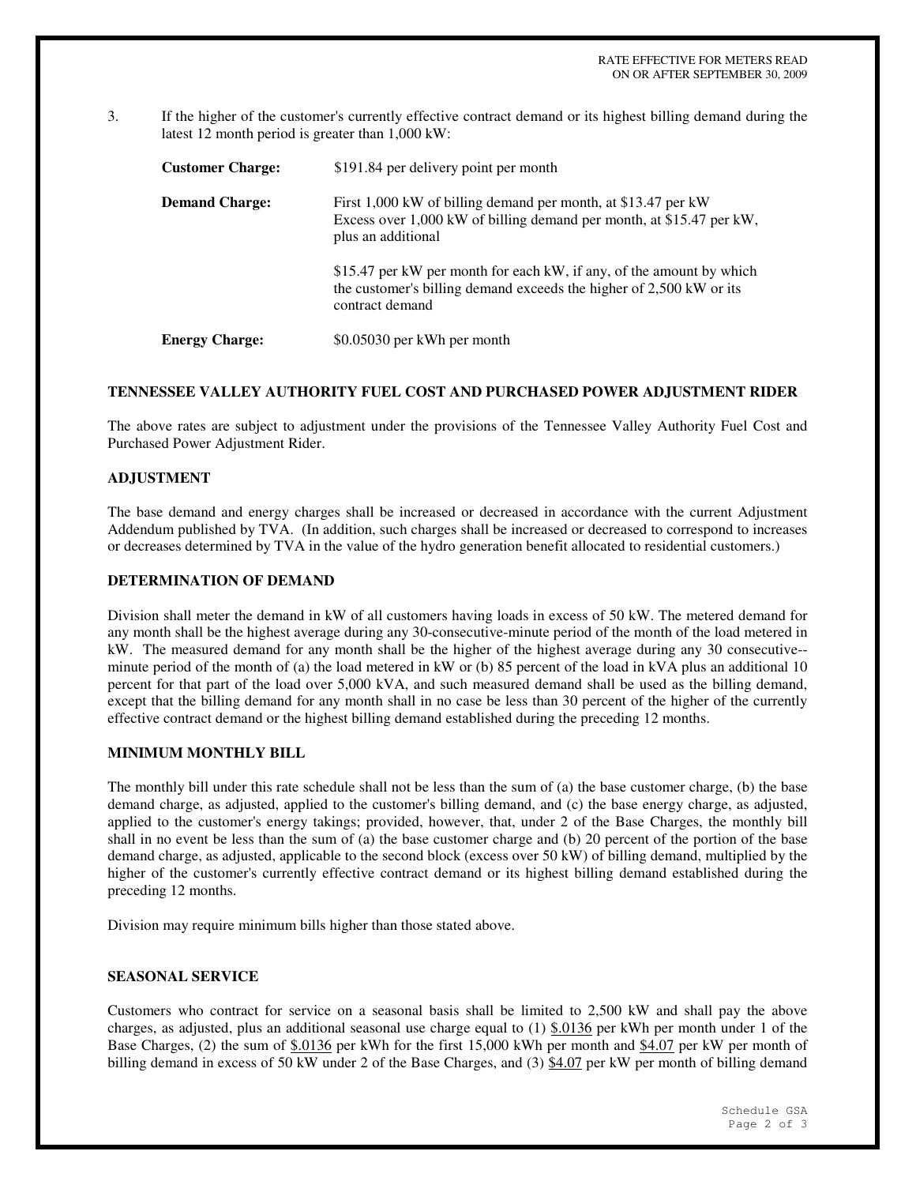RATE EFFECTIVE FOR METERS READ
ON OR AFTER SEPTEMBER 30, 2009

3. If the higher of the customer's currently effective contract demand or its highest billing demand during the latest 12 month period is greater than 1,000 kW:

| | |
|---|---|
| **Customer Charge:** | $191.84 per delivery point per month |
| **Demand Charge:** | First 1,000 kW of billing demand per month, at $13.47 per kW<br>Excess over 1,000 kW of billing demand per month, at $15.47 per kW, plus an additional<br><br>$15.47 per kW per month for each kW, if any, of the amount by which the customer's billing demand exceeds the higher of 2,500 kW or its contract demand |
| **Energy Charge:** | $0.05030 per kWh per month |

**TENNESSEE VALLEY AUTHORITY FUEL COST AND PURCHASED POWER ADJUSTMENT RIDER**

The above rates are subject to adjustment under the provisions of the Tennessee Valley Authority Fuel Cost and Purchased Power Adjustment Rider.

**ADJUSTMENT**

The base demand and energy charges shall be increased or decreased in accordance with the current Adjustment Addendum published by TVA. (In addition, such charges shall be increased or decreased to correspond to increases or decreases determined by TVA in the value of the hydro generation benefit allocated to residential customers.)

**DETERMINATION OF DEMAND**

Division shall meter the demand in kW of all customers having loads in excess of 50 kW. The metered demand for any month shall be the highest average during any 30-consecutive-minute period of the month of the load metered in kW. The measured demand for any month shall be the higher of the highest average during any 30 consecutive--minute period of the month of (a) the load metered in kW or (b) 85 percent of the load in kVA plus an additional 10 percent for that part of the load over 5,000 kVA, and such measured demand shall be used as the billing demand, except that the billing demand for any month shall in no case be less than 30 percent of the higher of the currently effective contract demand or the highest billing demand established during the preceding 12 months.

**MINIMUM MONTHLY BILL**

The monthly bill under this rate schedule shall not be less than the sum of (a) the base customer charge, (b) the base demand charge, as adjusted, applied to the customer's billing demand, and (c) the base energy charge, as adjusted, applied to the customer's energy takings; provided, however, that, under 2 of the Base Charges, the monthly bill shall in no event be less than the sum of (a) the base customer charge and (b) 20 percent of the portion of the base demand charge, as adjusted, applicable to the second block (excess over 50 kW) of billing demand, multiplied by the higher of the customer's currently effective contract demand or its highest billing demand established during the preceding 12 months.

Division may require minimum bills higher than those stated above.

**SEASONAL SERVICE**

Customers who contract for service on a seasonal basis shall be limited to 2,500 kW and shall pay the above charges, as adjusted, plus an additional seasonal use charge equal to (1) $.0136 per kWh per month under 1 of the Base Charges, (2) the sum of $.0136 per kWh for the first 15,000 kWh per month and $4.07 per kW per month of billing demand in excess of 50 kW under 2 of the Base Charges, and (3) $4.07 per kW per month of billing demand

Schedule GSA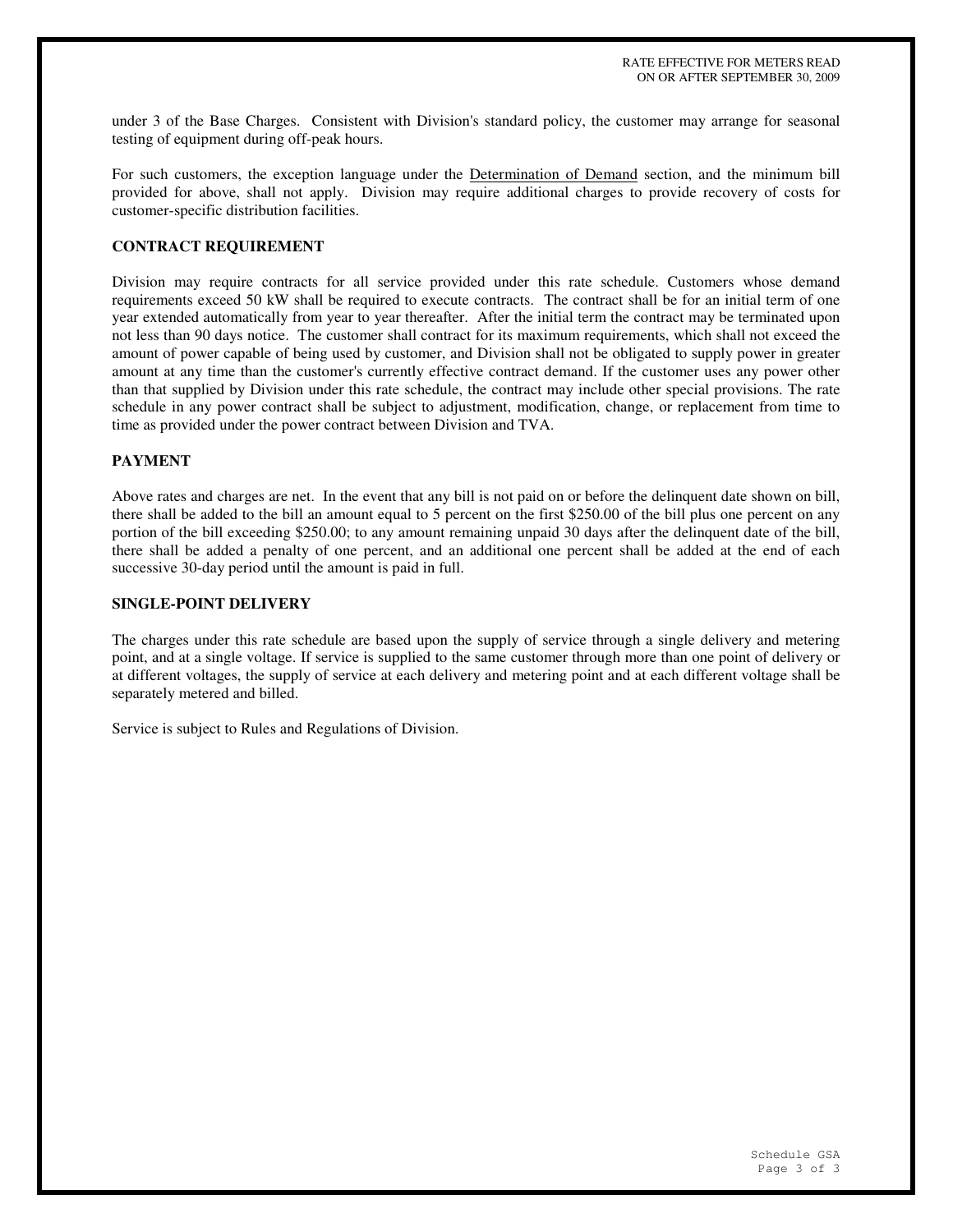under 3 of the Base Charges. Consistent with Division's standard policy, the customer may arrange for seasonal testing of equipment during off-peak hours.

For such customers, the exception language under the Determination of Demand section, and the minimum bill provided for above, shall not apply. Division may require additional charges to provide recovery of costs for customer-specific distribution facilities.

### CONTRACT REQUIREMENT

Division may require contracts for all service provided under this rate schedule. Customers whose demand requirements exceed 50 kW shall be required to execute contracts. The contract shall be for an initial term of one year extended automatically from year to year thereafter. After the initial term the contract may be terminated upon not less than 90 days notice. The customer shall contract for its maximum requirements, which shall not exceed the amount of power capable of being used by customer, and Division shall not be obligated to supply power in greater amount at any time than the customer's currently effective contract demand. If the customer uses any power other than that supplied by Division under this rate schedule, the contract may include other special provisions. The rate schedule in any power contract shall be subject to adjustment, modification, change, or replacement from time to time as provided under the power contract between Division and TVA.

### PAYMENT

Above rates and charges are net. In the event that any bill is not paid on or before the delinquent date shown on bill, there shall be added to the bill an amount equal to 5 percent on the first $250.00 of the bill plus one percent on any portion of the bill exceeding $250.00; to any amount remaining unpaid 30 days after the delinquent date of the bill, there shall be added a penalty of one percent, and an additional one percent shall be added at the end of each successive 30-day period until the amount is paid in full.

### SINGLE-POINT DELIVERY

The charges under this rate schedule are based upon the supply of service through a single delivery and metering point, and at a single voltage. If service is supplied to the same customer through more than one point of delivery or at different voltages, the supply of service at each delivery and metering point and at each different voltage shall be separately metered and billed.

Service is subject to Rules and Regulations of Division.